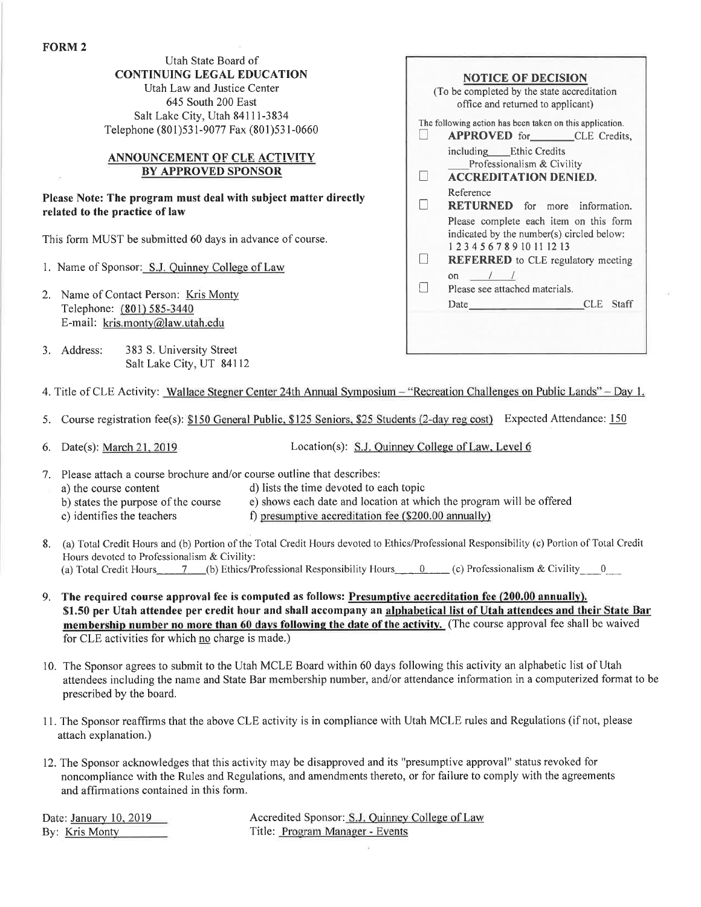**FORM 2**

Utah State Board of
**CONTINUING LEGAL EDUCATION**
Utah Law and Justice Center
645 South 200 East
Salt Lake City, Utah 84111-3834
Telephone (801)531-9077 Fax (801)531-0660

## ANNOUNCEMENT OF CLE ACTIVITY BY APPROVED SPONSOR

**Please Note: The program must deal with subject matter directly related to the practice of law**

This form MUST be submitted 60 days in advance of course.

> **NOTICE OF DECISION**
> (To be completed by the state accreditation office and returned to applicant)
>
> The following action has been taken on this application.
>
> ☐ **APPROVED** for ________ CLE Credits, including ____ Ethic Credits ____ Professionalism & Civility
>
> ☐ **ACCREDITATION DENIED.** Reference
>
> ☐ **RETURNED** for more information. Please complete each item on this form indicated by the number(s) circled below: 1 2 3 4 5 6 7 8 9 10 11 12 13
>
> ☐ **REFERRED** to CLE regulatory meeting on ___/___/___
>
> ☐ Please see attached materials.
>
> Date ____________________ CLE Staff

1. Name of Sponsor: S.J. Quinney College of Law
2. Name of Contact Person: Kris Monty
   Telephone: (801) 585-3440
   E-mail: kris.monty@law.utah.edu
3. Address: 383 S. University Street
   Salt Lake City, UT 84112
4. Title of CLE Activity: Wallace Stegner Center 24th Annual Symposium – "Recreation Challenges on Public Lands" – Day 1.
5. Course registration fee(s): $150 General Public, $125 Seniors, $25 Students (2-day reg cost) Expected Attendance: 150
6. Date(s): March 21, 2019 Location(s): S.J. Quinney College of Law, Level 6
7. Please attach a course brochure and/or course outline that describes:
   a) the course content
   b) states the purpose of the course
   c) identifies the teachers
   d) lists the time devoted to each topic
   e) shows each date and location at which the program will be offered
   f) presumptive accreditation fee ($200.00 annually)
8. (a) Total Credit Hours and (b) Portion of the Total Credit Hours devoted to Ethics/Professional Responsibility (c) Portion of Total Credit Hours devoted to Professionalism & Civility:
   (a) Total Credit Hours 7 (b) Ethics/Professional Responsibility Hours 0 (c) Professionalism & Civility 0
9. **The required course approval fee is computed as follows: Presumptive accreditation fee (200.00 annually). $1.50 per Utah attendee per credit hour and shall accompany an alphabetical list of Utah attendees and their State Bar membership number no more than 60 days following the date of the activity.** (The course approval fee shall be waived for CLE activities for which no charge is made.)
10. The Sponsor agrees to submit to the Utah MCLE Board within 60 days following this activity an alphabetic list of Utah attendees including the name and State Bar membership number, and/or attendance information in a computerized format to be prescribed by the board.
11. The Sponsor reaffirms that the above CLE activity is in compliance with Utah MCLE rules and Regulations (if not, please attach explanation.)
12. The Sponsor acknowledges that this activity may be disapproved and its "presumptive approval" status revoked for noncompliance with the Rules and Regulations, and amendments thereto, or for failure to comply with the agreements and affirmations contained in this form.

Date: January 10, 2019
By: Kris Monty

Accredited Sponsor: S.J. Quinney College of Law
Title: Program Manager - Events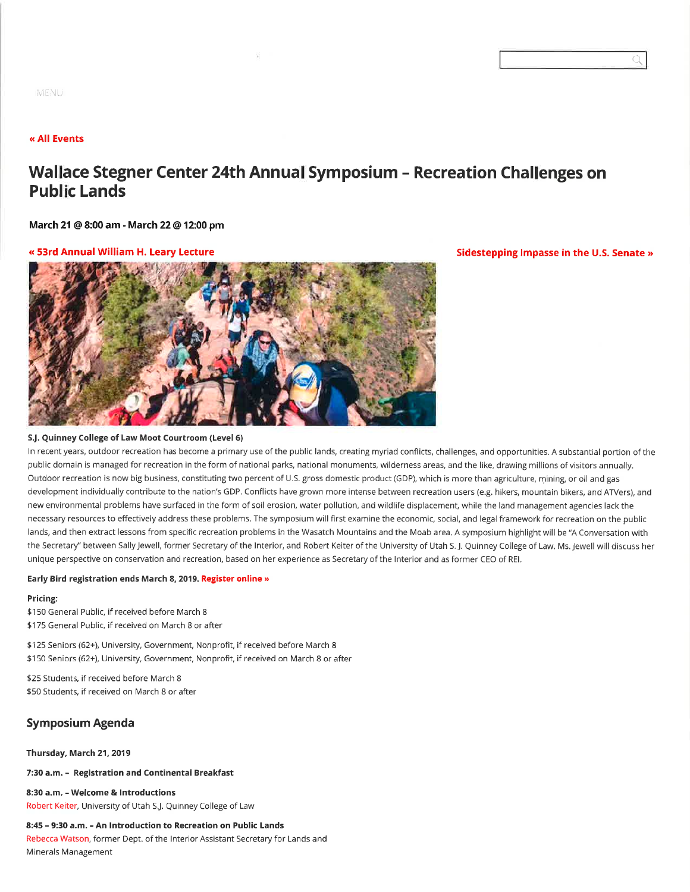MENU

« All Events

# Wallace Stegner Center 24th Annual Symposium – Recreation Challenges on Public Lands

**March 21 @ 8:00 am - March 22 @ 12:00 pm**

« 53rd Annual William H. Leary Lecture

Sidestepping Impasse in the U.S. Senate »

**S.J. Quinney College of Law Moot Courtroom (Level 6)**

In recent years, outdoor recreation has become a primary use of the public lands, creating myriad conflicts, challenges, and opportunities. A substantial portion of the public domain is managed for recreation in the form of national parks, national monuments, wilderness areas, and the like, drawing millions of visitors annually. Outdoor recreation is now big business, constituting two percent of U.S. gross domestic product (GDP), which is more than agriculture, mining, or oil and gas development individually contribute to the nation's GDP. Conflicts have grown more intense between recreation users (e.g. hikers, mountain bikers, and ATVers), and new environmental problems have surfaced in the form of soil erosion, water pollution, and wildlife displacement, while the land management agencies lack the necessary resources to effectively address these problems. The symposium will first examine the economic, social, and legal framework for recreation on the public lands, and then extract lessons from specific recreation problems in the Wasatch Mountains and the Moab area. A symposium highlight will be "A Conversation with the Secretary" between Sally Jewell, former Secretary of the Interior, and Robert Keiter of the University of Utah S. J. Quinney College of Law. Ms. Jewell will discuss her unique perspective on conservation and recreation, based on her experience as Secretary of the Interior and as former CEO of REI.

**Early Bird registration ends March 8, 2019.** **Register online »**

**Pricing:**

$150 General Public, if received before March 8
$175 General Public, if received on March 8 or after

$125 Seniors (62+), University, Government, Nonprofit, if received before March 8
$150 Seniors (62+), University, Government, Nonprofit, if received on March 8 or after

$25 Students, if received before March 8
$50 Students, if received on March 8 or after

## Symposium Agenda

**Thursday, March 21, 2019**

**7:30 a.m. - Registration and Continental Breakfast**

**8:30 a.m. - Welcome & Introductions**
Robert Keiter, University of Utah S.J. Quinney College of Law

**8:45 – 9:30 a.m. - An Introduction to Recreation on Public Lands**
Rebecca Watson, former Dept. of the Interior Assistant Secretary for Lands and Minerals Management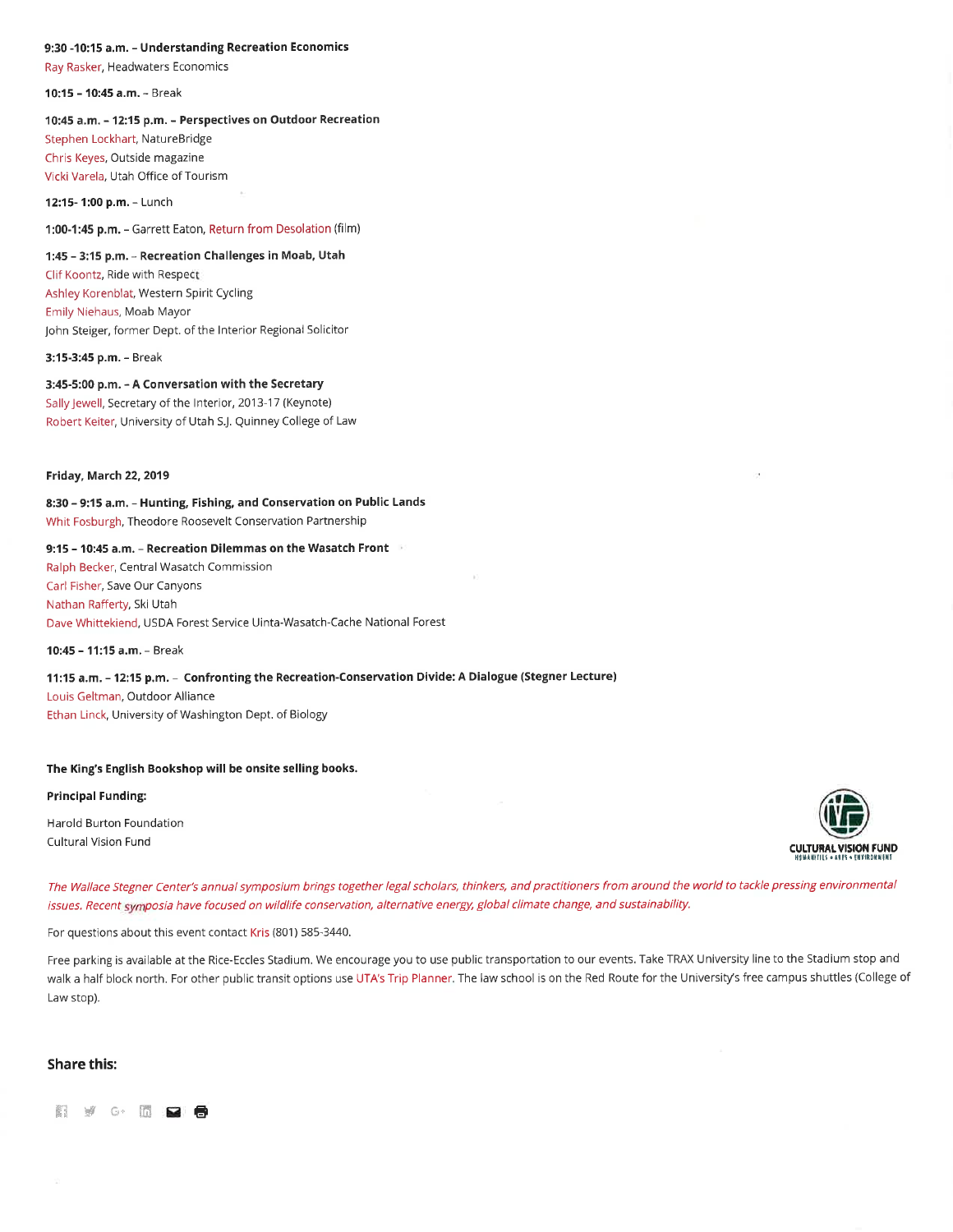**9:30 -10:15 a.m. – Understanding Recreation Economics**
Ray Rasker, Headwaters Economics

**10:15 – 10:45 a.m.** – Break

**10:45 a.m. – 12:15 p.m. – Perspectives on Outdoor Recreation**
Stephen Lockhart, NatureBridge
Chris Keyes, Outside magazine
Vicki Varela, Utah Office of Tourism

**12:15- 1:00 p.m.** – Lunch

**1:00-1:45 p.m.** – Garrett Eaton, Return from Desolation (film)

**1:45 – 3:15 p.m.** – **Recreation Challenges in Moab, Utah**
Clif Koontz, Ride with Respect
Ashley Korenblat, Western Spirit Cycling
Emily Niehaus, Moab Mayor
John Steiger, former Dept. of the Interior Regional Solicitor

**3:15-3:45 p.m.** – Break

**3:45-5:00 p.m. – A Conversation with the Secretary**
Sally Jewell, Secretary of the Interior, 2013-17 (Keynote)
Robert Keiter, University of Utah S.J. Quinney College of Law

**Friday, March 22, 2019**

**8:30 – 9:15 a.m.** – **Hunting, Fishing, and Conservation on Public Lands**
Whit Fosburgh, Theodore Roosevelt Conservation Partnership

**9:15 – 10:45 a.m.** – **Recreation Dilemmas on the Wasatch Front**
Ralph Becker, Central Wasatch Commission
Carl Fisher, Save Our Canyons
Nathan Rafferty, Ski Utah
Dave Whittekiend, USDA Forest Service Uinta-Wasatch-Cache National Forest

**10:45 – 11:15 a.m.** – Break

**11:15 a.m. – 12:15 p.m.** – **Confronting the Recreation-Conservation Divide: A Dialogue (Stegner Lecture)**
Louis Geltman, Outdoor Alliance
Ethan Linck, University of Washington Dept. of Biology

**The King's English Bookshop will be onsite selling books.**

**Principal Funding:**

Harold Burton Foundation
Cultural Vision Fund

CULTURAL VISION FUND
HUMANITIES • ARTS • ENVIRONMENT

*The Wallace Stegner Center's annual symposium brings together legal scholars, thinkers, and practitioners from around the world to tackle pressing environmental issues. Recent symposia have focused on wildlife conservation, alternative energy, global climate change, and sustainability.*

For questions about this event contact Kris (801) 585-3440.

Free parking is available at the Rice-Eccles Stadium. We encourage you to use public transportation to our events. Take TRAX University line to the Stadium stop and walk a half block north. For other public transit options use UTA's Trip Planner. The law school is on the Red Route for the University's free campus shuttles (College of Law stop).

## Share this: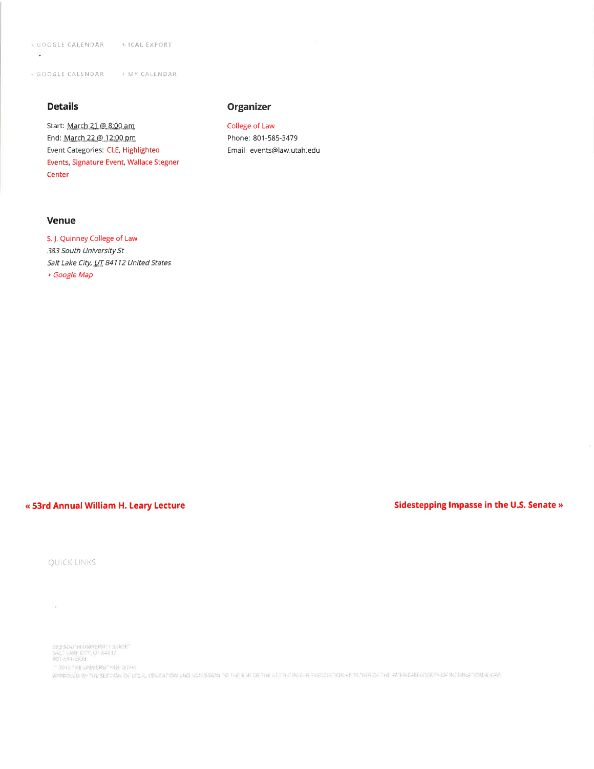+ GOOGLE CALENDAR + ICAL EXPORT

+ GOOGLE CALENDAR + MY CALENDAR

## Details

Start: March 21 @ 8:00 am
End: March 22 @ 12:00 pm
Event Categories: CLE, Highlighted Events, Signature Event, Wallace Stegner Center

## Organizer

College of Law
Phone: 801-585-3479
Email: events@law.utah.edu

## Venue

S. J. Quinney College of Law
*383 South University St*
*Salt Lake City, UT 84112 United States*
*+ Google Map*

**« 53rd Annual William H. Leary Lecture**

**Sidestepping Impasse in the U.S. Senate »**

QUICK LINKS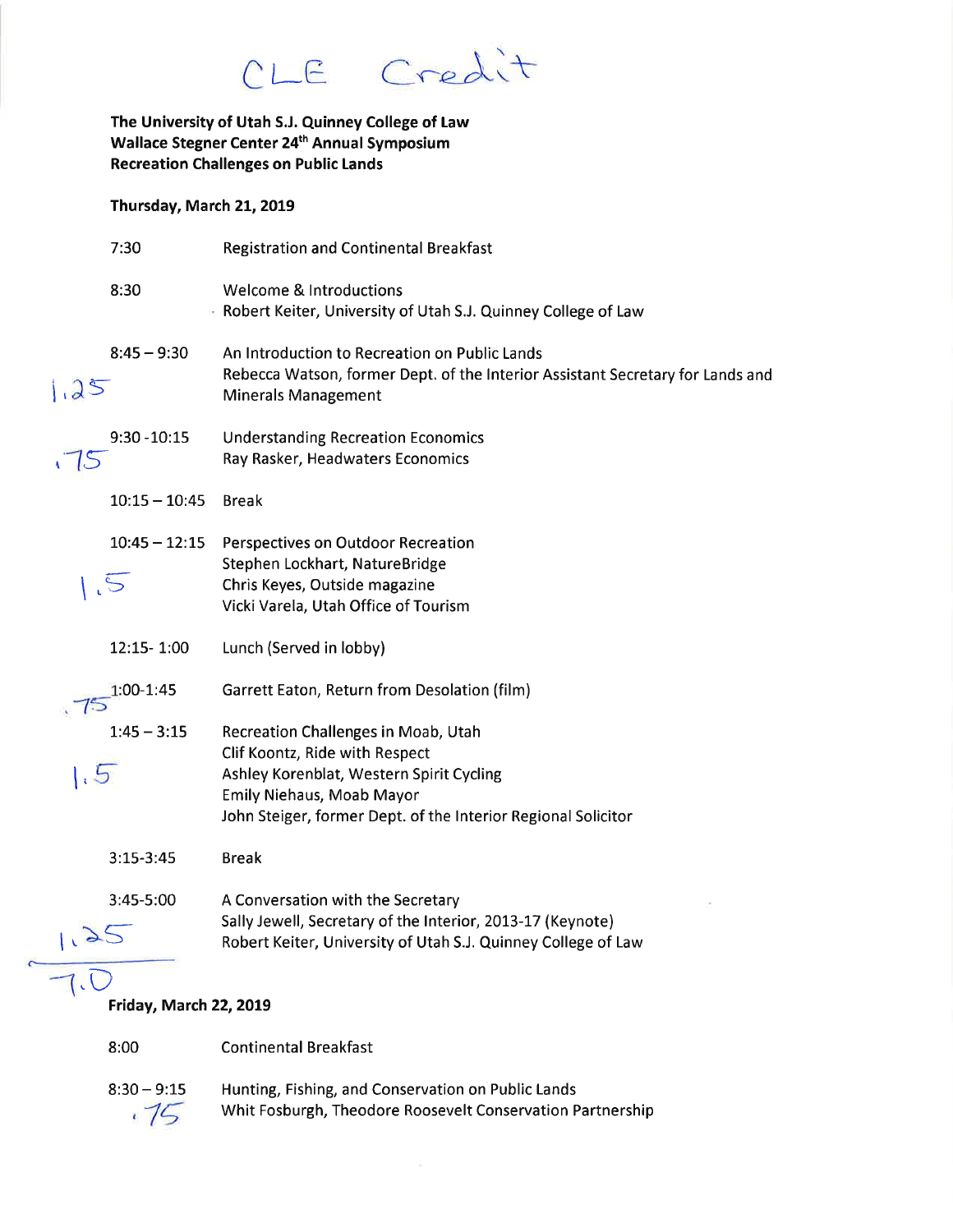CLE Credit

**The University of Utah S.J. Quinney College of Law**
**Wallace Stegner Center 24th Annual Symposium**
**Recreation Challenges on Public Lands**

**Thursday, March 21, 2019**

| CLE | Time | Session |
|---|---|---|
| | 7:30 | Registration and Continental Breakfast |
| | 8:30 | Welcome & Introductions<br>Robert Keiter, University of Utah S.J. Quinney College of Law |
| 1.25 | 8:45 – 9:30 | An Introduction to Recreation on Public Lands<br>Rebecca Watson, former Dept. of the Interior Assistant Secretary for Lands and Minerals Management |
| .75 | 9:30 -10:15 | Understanding Recreation Economics<br>Ray Rasker, Headwaters Economics |
| | 10:15 – 10:45 | Break |
| 1.5 | 10:45 – 12:15 | Perspectives on Outdoor Recreation<br>Stephen Lockhart, NatureBridge<br>Chris Keyes, Outside magazine<br>Vicki Varela, Utah Office of Tourism |
| | 12:15- 1:00 | Lunch (Served in lobby) |
| .75 | 1:00-1:45 | Garrett Eaton, Return from Desolation (film) |
| 1.5 | 1:45 – 3:15 | Recreation Challenges in Moab, Utah<br>Clif Koontz, Ride with Respect<br>Ashley Korenblat, Western Spirit Cycling<br>Emily Niehaus, Moab Mayor<br>John Steiger, former Dept. of the Interior Regional Solicitor |
| | 3:15-3:45 | Break |
| 1.25 | 3:45-5:00 | A Conversation with the Secretary<br>Sally Jewell, Secretary of the Interior, 2013-17 (Keynote)<br>Robert Keiter, University of Utah S.J. Quinney College of Law |
| 7.0 | | |

**Friday, March 22, 2019**

| CLE | Time | Session |
|---|---|---|
| | 8:00 | Continental Breakfast |
| .75 | 8:30 – 9:15 | Hunting, Fishing, and Conservation on Public Lands<br>Whit Fosburgh, Theodore Roosevelt Conservation Partnership |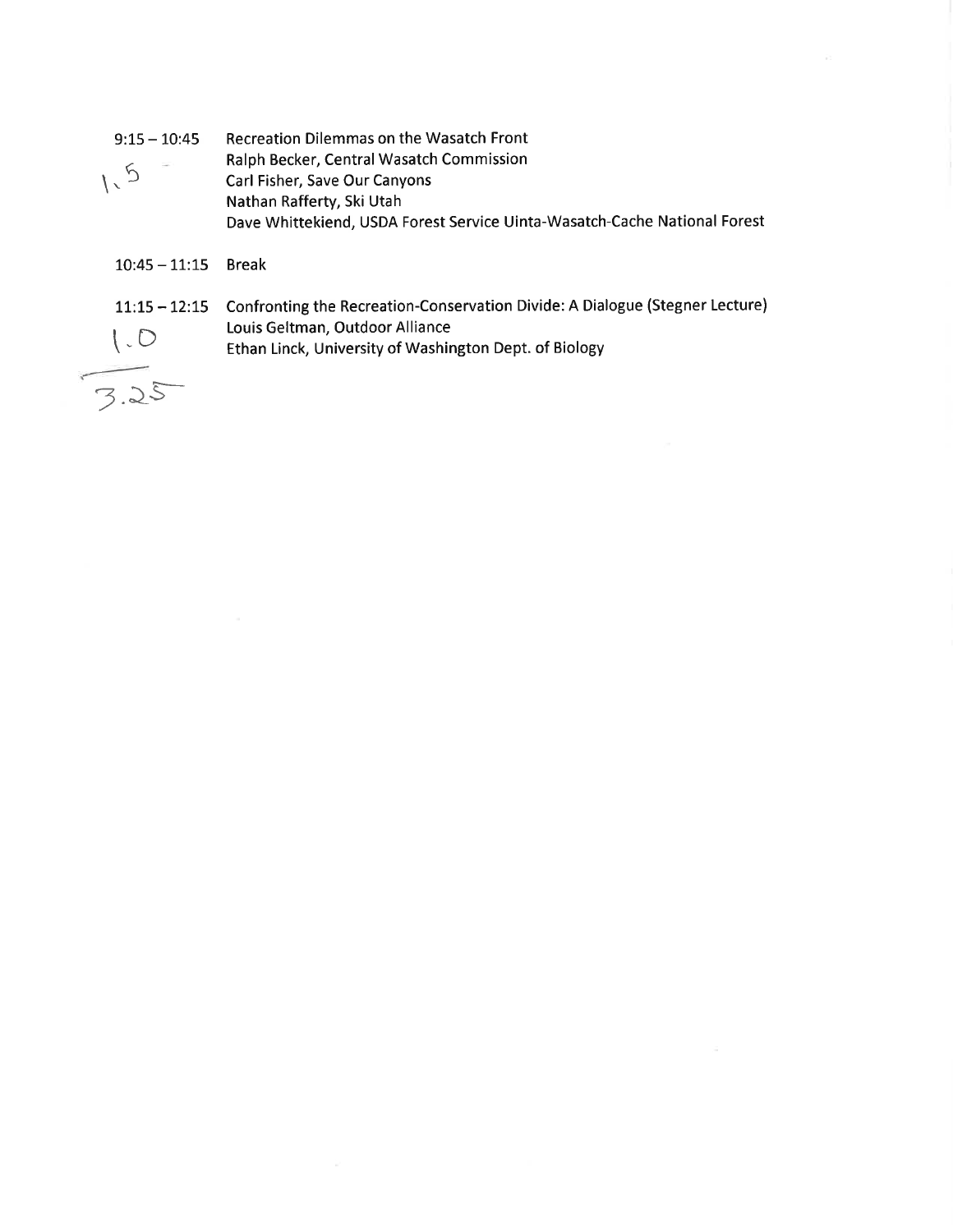9:15 – 10:45 Recreation Dilemmas on the Wasatch Front

1.5

Ralph Becker, Central Wasatch Commission
Carl Fisher, Save Our Canyons
Nathan Rafferty, Ski Utah
Dave Whittekiend, USDA Forest Service Uinta-Wasatch-Cache National Forest

10:45 – 11:15 Break

11:15 – 12:15 Confronting the Recreation-Conservation Divide: A Dialogue (Stegner Lecture)

1.0

Louis Geltman, Outdoor Alliance
Ethan Linck, University of Washington Dept. of Biology

3.25